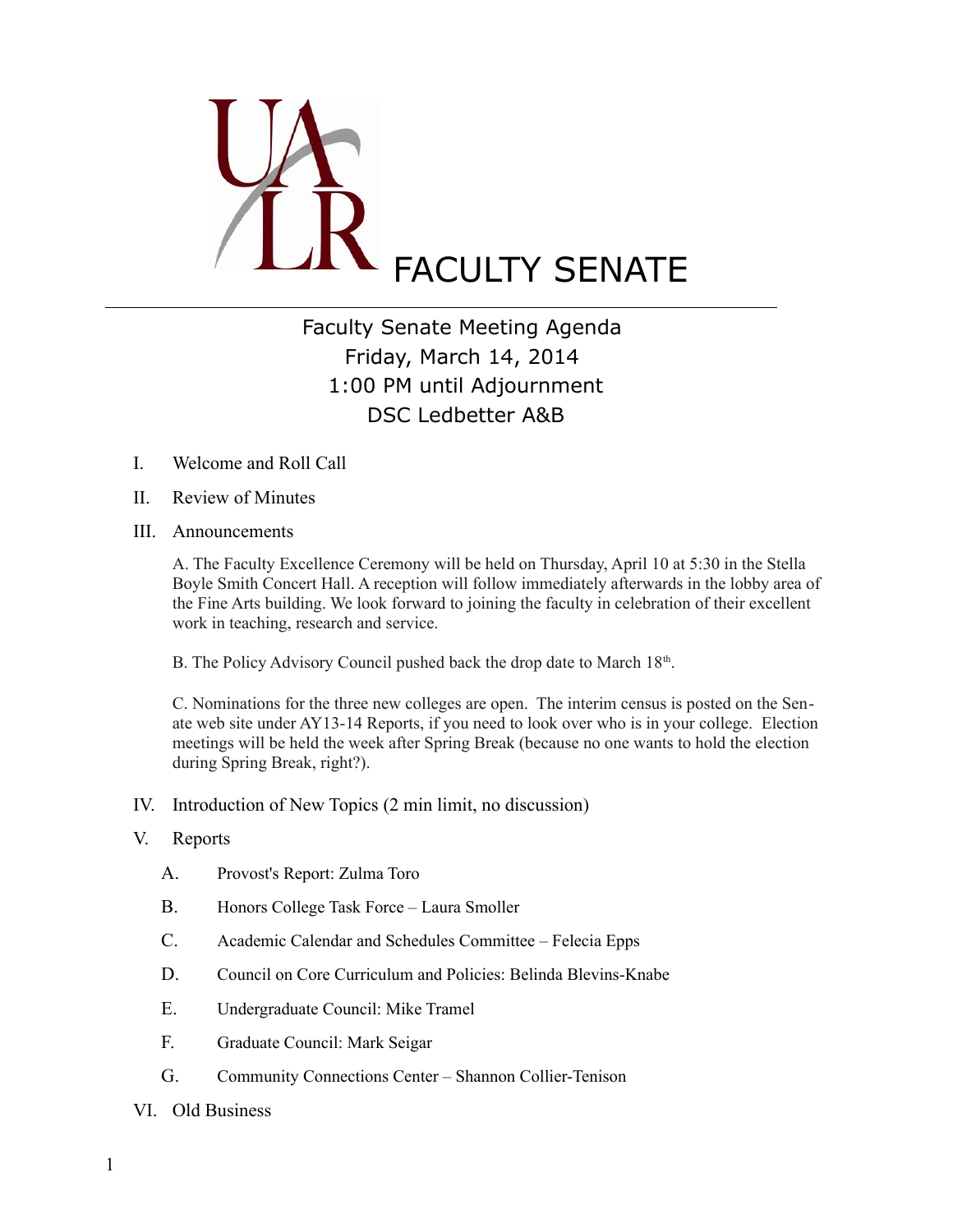# UALR FACULTY SENATE

## Faculty Senate Meeting Agenda
Friday, March 14, 2014
1:00 PM until Adjournment
DSC Ledbetter A&B

I. Welcome and Roll Call

II. Review of Minutes

III. Announcements

A. The Faculty Excellence Ceremony will be held on Thursday, April 10 at 5:30 in the Stella Boyle Smith Concert Hall. A reception will follow immediately afterwards in the lobby area of the Fine Arts building. We look forward to joining the faculty in celebration of their excellent work in teaching, research and service.

B. The Policy Advisory Council pushed back the drop date to March 18th.

C. Nominations for the three new colleges are open. The interim census is posted on the Senate web site under AY13-14 Reports, if you need to look over who is in your college. Election meetings will be held the week after Spring Break (because no one wants to hold the election during Spring Break, right?).

IV. Introduction of New Topics (2 min limit, no discussion)

V. Reports

- A. Provost's Report: Zulma Toro
- B. Honors College Task Force – Laura Smoller
- C. Academic Calendar and Schedules Committee – Felecia Epps
- D. Council on Core Curriculum and Policies: Belinda Blevins-Knabe
- E. Undergraduate Council: Mike Tramel
- F. Graduate Council: Mark Seigar
- G. Community Connections Center – Shannon Collier-Tenison

VI. Old Business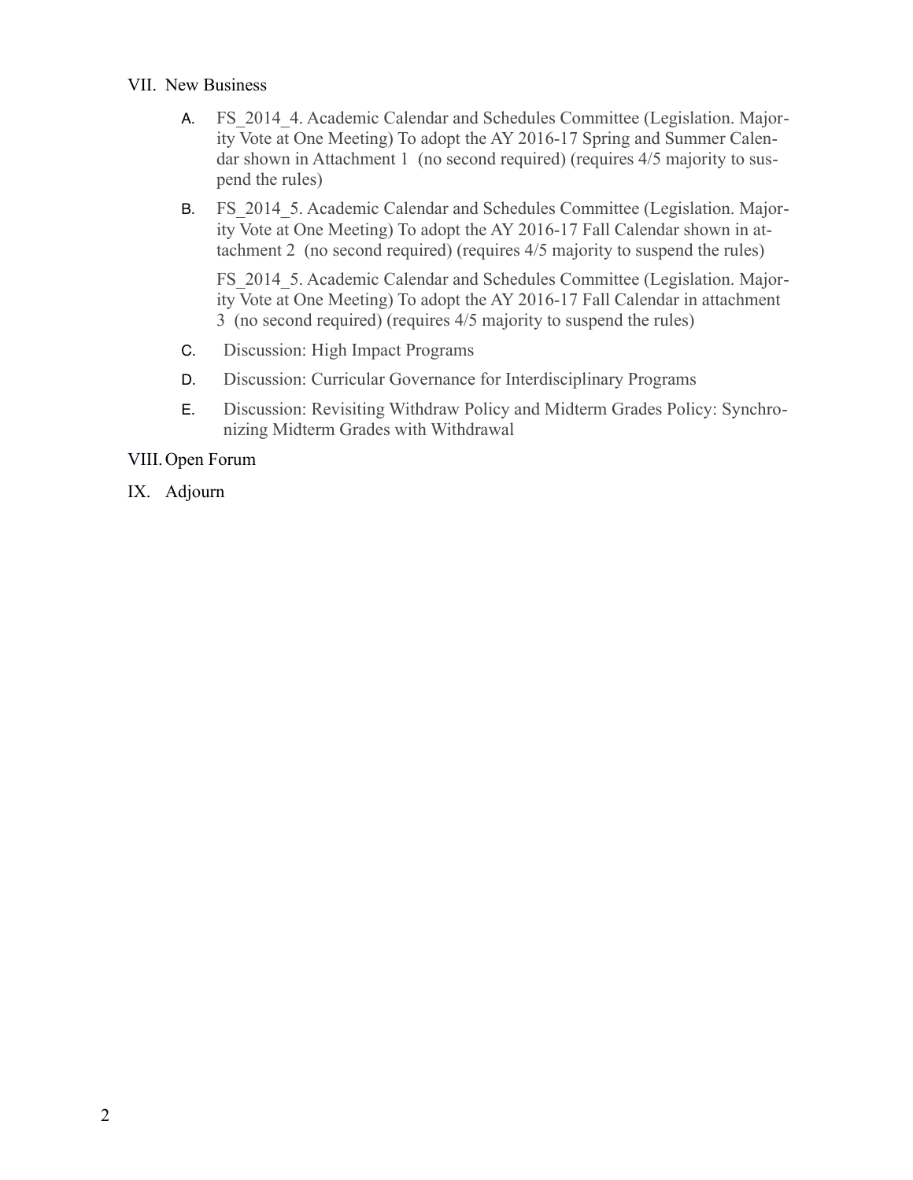VII. New Business

A. FS_2014_4. Academic Calendar and Schedules Committee (Legislation. Majority Vote at One Meeting) To adopt the AY 2016-17 Spring and Summer Calendar shown in Attachment 1 (no second required) (requires 4/5 majority to suspend the rules)

B. FS_2014_5. Academic Calendar and Schedules Committee (Legislation. Majority Vote at One Meeting) To adopt the AY 2016-17 Fall Calendar shown in attachment 2 (no second required) (requires 4/5 majority to suspend the rules)

   FS_2014_5. Academic Calendar and Schedules Committee (Legislation. Majority Vote at One Meeting) To adopt the AY 2016-17 Fall Calendar in attachment 3 (no second required) (requires 4/5 majority to suspend the rules)

C. Discussion: High Impact Programs

D. Discussion: Curricular Governance for Interdisciplinary Programs

E. Discussion: Revisiting Withdraw Policy and Midterm Grades Policy: Synchronizing Midterm Grades with Withdrawal

VIII. Open Forum

IX. Adjourn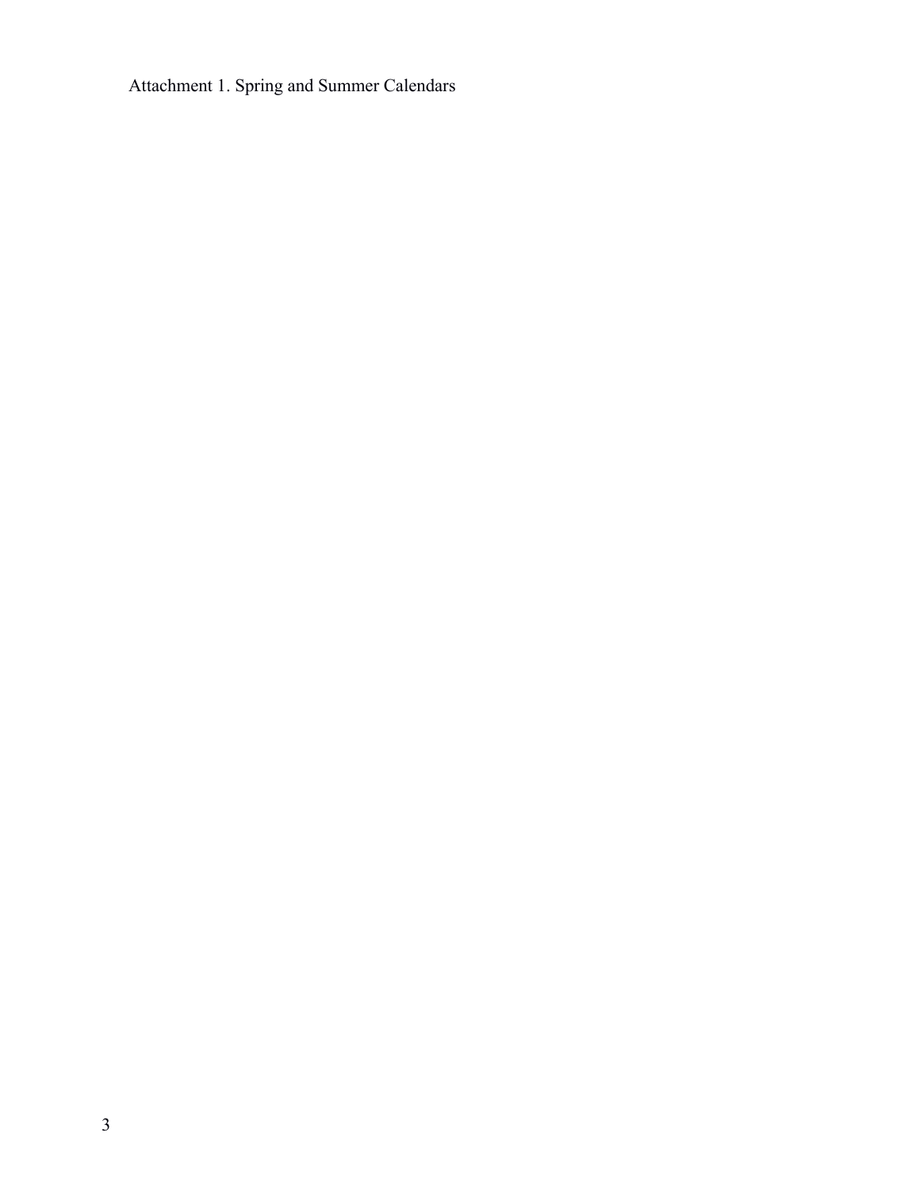Attachment 1. Spring and Summer Calendars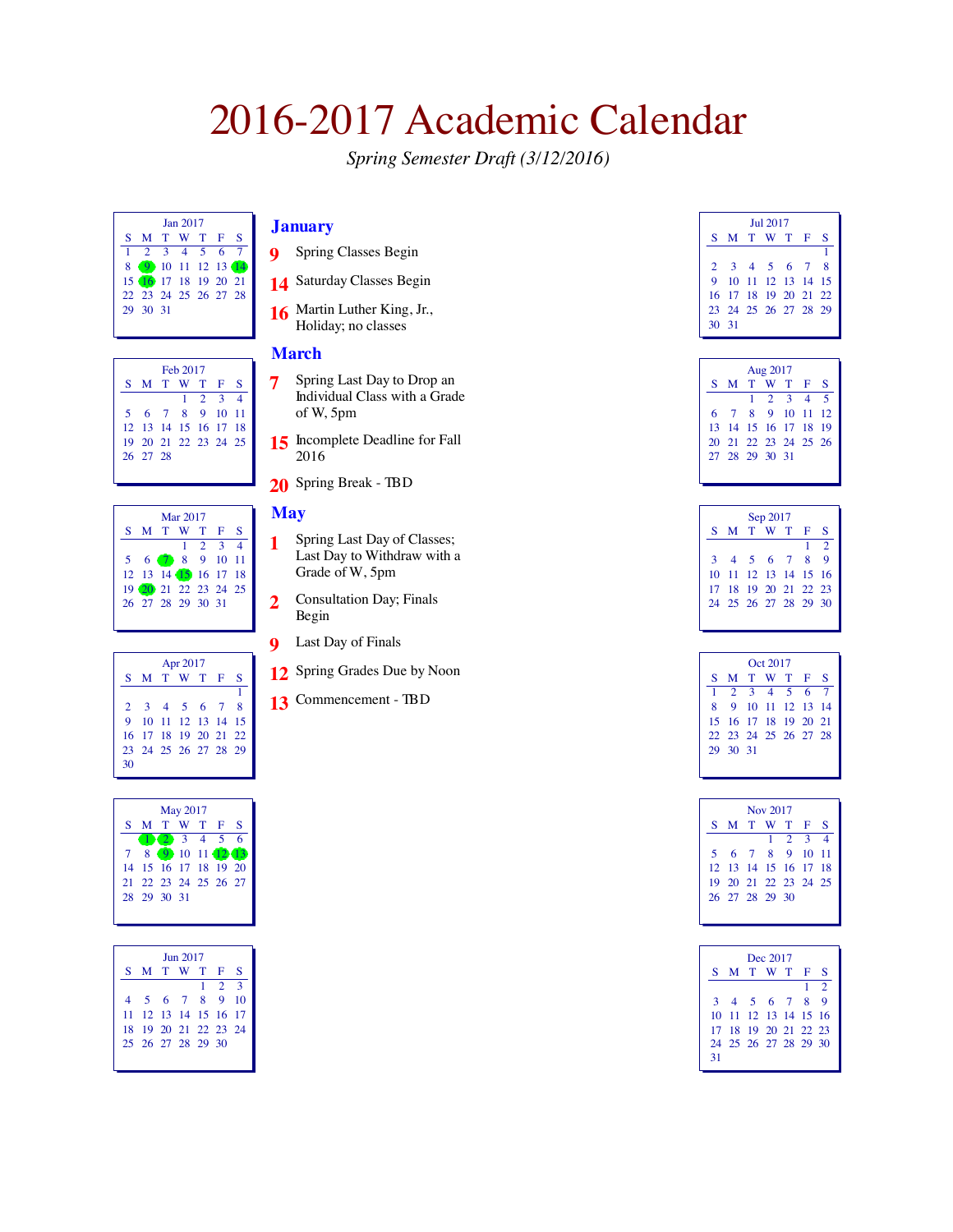# 2016-2017 Academic Calendar

*Spring Semester Draft (3/12/2016)*

## January

**9** Spring Classes Begin

**14** Saturday Classes Begin

**16** Martin Luther King, Jr., Holiday; no classes

## March

**7** Spring Last Day to Drop an Individual Class with a Grade of W, 5pm

**15** Incomplete Deadline for Fall 2016

**20** Spring Break - TBD

## May

**1** Spring Last Day of Classes; Last Day to Withdraw with a Grade of W, 5pm

**2** Consultation Day; Finals Begin

**9** Last Day of Finals

**12** Spring Grades Due by Noon

**13** Commencement - TBD

Jan 2017

| S | M | T | W | T | F | S |
|---|---|---|---|---|---|---|
| 1 | 2 | 3 | 4 | 5 | 6 | 7 |
| 8 | 9 | 10 | 11 | 12 | 13 | 14 |
| 15 | 16 | 17 | 18 | 19 | 20 | 21 |
| 22 | 23 | 24 | 25 | 26 | 27 | 28 |
| 29 | 30 | 31 | | | | |

Feb 2017

| S | M | T | W | T | F | S |
|---|---|---|---|---|---|---|
| | | | 1 | 2 | 3 | 4 |
| 5 | 6 | 7 | 8 | 9 | 10 | 11 |
| 12 | 13 | 14 | 15 | 16 | 17 | 18 |
| 19 | 20 | 21 | 22 | 23 | 24 | 25 |
| 26 | 27 | 28 | | | | |

Mar 2017

| S | M | T | W | T | F | S |
|---|---|---|---|---|---|---|
| | | | 1 | 2 | 3 | 4 |
| 5 | 6 | 7 | 8 | 9 | 10 | 11 |
| 12 | 13 | 14 | 15 | 16 | 17 | 18 |
| 19 | 20 | 21 | 22 | 23 | 24 | 25 |
| 26 | 27 | 28 | 29 | 30 | 31 | |

Apr 2017

| S | M | T | W | T | F | S |
|---|---|---|---|---|---|---|
| | | | | | | 1 |
| 2 | 3 | 4 | 5 | 6 | 7 | 8 |
| 9 | 10 | 11 | 12 | 13 | 14 | 15 |
| 16 | 17 | 18 | 19 | 20 | 21 | 22 |
| 23 | 24 | 25 | 26 | 27 | 28 | 29 |
| 30 | | | | | | |

May 2017

| S | M | T | W | T | F | S |
|---|---|---|---|---|---|---|
| | 1 | 2 | 3 | 4 | 5 | 6 |
| 7 | 8 | 9 | 10 | 11 | 12 | 13 |
| 14 | 15 | 16 | 17 | 18 | 19 | 20 |
| 21 | 22 | 23 | 24 | 25 | 26 | 27 |
| 28 | 29 | 30 | 31 | | | |

Jun 2017

| S | M | T | W | T | F | S |
|---|---|---|---|---|---|---|
| | | | | 1 | 2 | 3 |
| 4 | 5 | 6 | 7 | 8 | 9 | 10 |
| 11 | 12 | 13 | 14 | 15 | 16 | 17 |
| 18 | 19 | 20 | 21 | 22 | 23 | 24 |
| 25 | 26 | 27 | 28 | 29 | 30 | |

Jul 2017

| S | M | T | W | T | F | S |
|---|---|---|---|---|---|---|
| | | | | | | 1 |
| 2 | 3 | 4 | 5 | 6 | 7 | 8 |
| 9 | 10 | 11 | 12 | 13 | 14 | 15 |
| 16 | 17 | 18 | 19 | 20 | 21 | 22 |
| 23 | 24 | 25 | 26 | 27 | 28 | 29 |
| 30 | 31 | | | | | |

Aug 2017

| S | M | T | W | T | F | S |
|---|---|---|---|---|---|---|
| | | 1 | 2 | 3 | 4 | 5 |
| 6 | 7 | 8 | 9 | 10 | 11 | 12 |
| 13 | 14 | 15 | 16 | 17 | 18 | 19 |
| 20 | 21 | 22 | 23 | 24 | 25 | 26 |
| 27 | 28 | 29 | 30 | 31 | | |

Sep 2017

| S | M | T | W | T | F | S |
|---|---|---|---|---|---|---|
| | | | | | 1 | 2 |
| 3 | 4 | 5 | 6 | 7 | 8 | 9 |
| 10 | 11 | 12 | 13 | 14 | 15 | 16 |
| 17 | 18 | 19 | 20 | 21 | 22 | 23 |
| 24 | 25 | 26 | 27 | 28 | 29 | 30 |

Oct 2017

| S | M | T | W | T | F | S |
|---|---|---|---|---|---|---|
| 1 | 2 | 3 | 4 | 5 | 6 | 7 |
| 8 | 9 | 10 | 11 | 12 | 13 | 14 |
| 15 | 16 | 17 | 18 | 19 | 20 | 21 |
| 22 | 23 | 24 | 25 | 26 | 27 | 28 |
| 29 | 30 | 31 | | | | |

Nov 2017

| S | M | T | W | T | F | S |
|---|---|---|---|---|---|---|
| | | | 1 | 2 | 3 | 4 |
| 5 | 6 | 7 | 8 | 9 | 10 | 11 |
| 12 | 13 | 14 | 15 | 16 | 17 | 18 |
| 19 | 20 | 21 | 22 | 23 | 24 | 25 |
| 26 | 27 | 28 | 29 | 30 | | |

Dec 2017

| S | M | T | W | T | F | S |
|---|---|---|---|---|---|---|
| | | | | | 1 | 2 |
| 3 | 4 | 5 | 6 | 7 | 8 | 9 |
| 10 | 11 | 12 | 13 | 14 | 15 | 16 |
| 17 | 18 | 19 | 20 | 21 | 22 | 23 |
| 24 | 25 | 26 | 27 | 28 | 29 | 30 |
| 31 | | | | | | |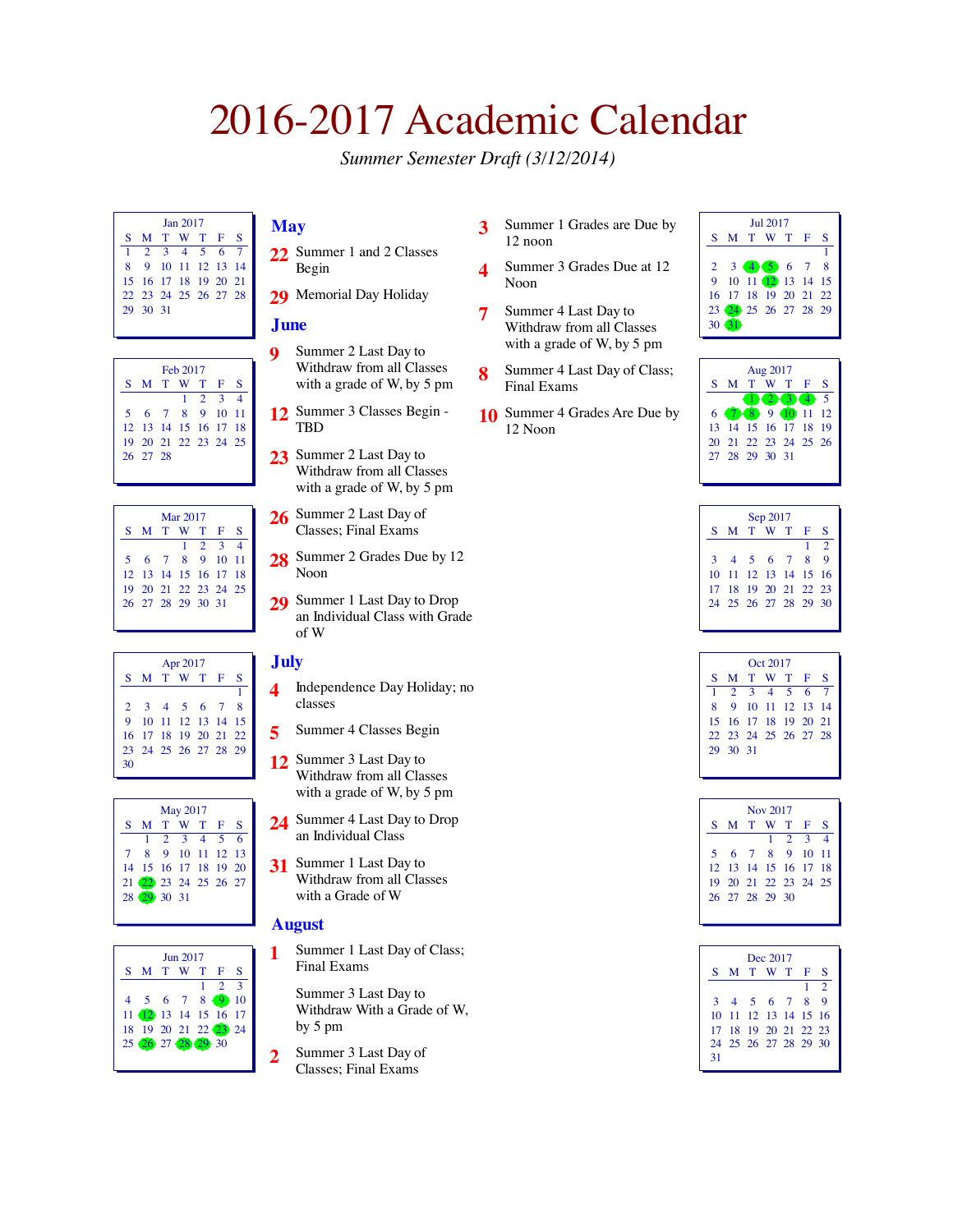# 2016-2017 Academic Calendar

*Summer Semester Draft (3/12/2014)*

| Jan 2017 | | | | | | |
|---|---|---|---|---|---|---|
| S | M | T | W | T | F | S |
| 1 | 2 | 3 | 4 | 5 | 6 | 7 |
| 8 | 9 | 10 | 11 | 12 | 13 | 14 |
| 15 | 16 | 17 | 18 | 19 | 20 | 21 |
| 22 | 23 | 24 | 25 | 26 | 27 | 28 |
| 29 | 30 | 31 | | | | |

| Feb 2017 | | | | | | |
|---|---|---|---|---|---|---|
| S | M | T | W | T | F | S |
| | | | 1 | 2 | 3 | 4 |
| 5 | 6 | 7 | 8 | 9 | 10 | 11 |
| 12 | 13 | 14 | 15 | 16 | 17 | 18 |
| 19 | 20 | 21 | 22 | 23 | 24 | 25 |
| 26 | 27 | 28 | | | | |

| Mar 2017 | | | | | | |
|---|---|---|---|---|---|---|
| S | M | T | W | T | F | S |
| | | | 1 | 2 | 3 | 4 |
| 5 | 6 | 7 | 8 | 9 | 10 | 11 |
| 12 | 13 | 14 | 15 | 16 | 17 | 18 |
| 19 | 20 | 21 | 22 | 23 | 24 | 25 |
| 26 | 27 | 28 | 29 | 30 | 31 | |

| Apr 2017 | | | | | | |
|---|---|---|---|---|---|---|
| S | M | T | W | T | F | S |
| | | | | | | 1 |
| 2 | 3 | 4 | 5 | 6 | 7 | 8 |
| 9 | 10 | 11 | 12 | 13 | 14 | 15 |
| 16 | 17 | 18 | 19 | 20 | 21 | 22 |
| 23 | 24 | 25 | 26 | 27 | 28 | 29 |
| 30 | | | | | | |

| May 2017 | | | | | | |
|---|---|---|---|---|---|---|
| S | M | T | W | T | F | S |
| | 1 | 2 | 3 | 4 | 5 | 6 |
| 7 | 8 | 9 | 10 | 11 | 12 | 13 |
| 14 | 15 | 16 | 17 | 18 | 19 | 20 |
| 21 | 22 | 23 | 24 | 25 | 26 | 27 |
| 28 | 29 | 30 | 31 | | | |

| Jun 2017 | | | | | | |
|---|---|---|---|---|---|---|
| S | M | T | W | T | F | S |
| | | | | 1 | 2 | 3 |
| 4 | 5 | 6 | 7 | 8 | 9 | 10 |
| 11 | 12 | 13 | 14 | 15 | 16 | 17 |
| 18 | 19 | 20 | 21 | 22 | 23 | 24 |
| 25 | 26 | 27 | 28 | 29 | 30 | |

## May

**22** Summer 1 and 2 Classes Begin

**29** Memorial Day Holiday

## June

**9** Summer 2 Last Day to Withdraw from all Classes with a grade of W, by 5 pm

**12** Summer 3 Classes Begin - TBD

**23** Summer 2 Last Day to Withdraw from all Classes with a grade of W, by 5 pm

**26** Summer 2 Last Day of Classes; Final Exams

**28** Summer 2 Grades Due by 12 Noon

**29** Summer 1 Last Day to Drop an Individual Class with Grade of W

## July

**4** Independence Day Holiday; no classes

**5** Summer 4 Classes Begin

**12** Summer 3 Last Day to Withdraw from all Classes with a grade of W, by 5 pm

**24** Summer 4 Last Day to Drop an Individual Class

**31** Summer 1 Last Day to Withdraw from all Classes with a Grade of W

## August

**1** Summer 1 Last Day of Class; Final Exams

Summer 3 Last Day to Withdraw With a Grade of W, by 5 pm

**2** Summer 3 Last Day of Classes; Final Exams

**3** Summer 1 Grades are Due by 12 noon

**4** Summer 3 Grades Due at 12 Noon

**7** Summer 4 Last Day to Withdraw from all Classes with a grade of W, by 5 pm

**8** Summer 4 Last Day of Class; Final Exams

**10** Summer 4 Grades Are Due by 12 Noon

| Jul 2017 | | | | | | |
|---|---|---|---|---|---|---|
| S | M | T | W | T | F | S |
| | | | | | | 1 |
| 2 | 3 | 4 | 5 | 6 | 7 | 8 |
| 9 | 10 | 11 | 12 | 13 | 14 | 15 |
| 16 | 17 | 18 | 19 | 20 | 21 | 22 |
| 23 | 24 | 25 | 26 | 27 | 28 | 29 |
| 30 | 31 | | | | | |

| Aug 2017 | | | | | | |
|---|---|---|---|---|---|---|
| S | M | T | W | T | F | S |
| | | 1 | 2 | 3 | 4 | 5 |
| 6 | 7 | 8 | 9 | 10 | 11 | 12 |
| 13 | 14 | 15 | 16 | 17 | 18 | 19 |
| 20 | 21 | 22 | 23 | 24 | 25 | 26 |
| 27 | 28 | 29 | 30 | 31 | | |

| Sep 2017 | | | | | | |
|---|---|---|---|---|---|---|
| S | M | T | W | T | F | S |
| | | | | | 1 | 2 |
| 3 | 4 | 5 | 6 | 7 | 8 | 9 |
| 10 | 11 | 12 | 13 | 14 | 15 | 16 |
| 17 | 18 | 19 | 20 | 21 | 22 | 23 |
| 24 | 25 | 26 | 27 | 28 | 29 | 30 |

| Oct 2017 | | | | | | |
|---|---|---|---|---|---|---|
| S | M | T | W | T | F | S |
| 1 | 2 | 3 | 4 | 5 | 6 | 7 |
| 8 | 9 | 10 | 11 | 12 | 13 | 14 |
| 15 | 16 | 17 | 18 | 19 | 20 | 21 |
| 22 | 23 | 24 | 25 | 26 | 27 | 28 |
| 29 | 30 | 31 | | | | |

| Nov 2017 | | | | | | |
|---|---|---|---|---|---|---|
| S | M | T | W | T | F | S |
| | | | 1 | 2 | 3 | 4 |
| 5 | 6 | 7 | 8 | 9 | 10 | 11 |
| 12 | 13 | 14 | 15 | 16 | 17 | 18 |
| 19 | 20 | 21 | 22 | 23 | 24 | 25 |
| 26 | 27 | 28 | 29 | 30 | | |

| Dec 2017 | | | | | | |
|---|---|---|---|---|---|---|
| S | M | T | W | T | F | S |
| | | | | | 1 | 2 |
| 3 | 4 | 5 | 6 | 7 | 8 | 9 |
| 10 | 11 | 12 | 13 | 14 | 15 | 16 |
| 17 | 18 | 19 | 20 | 21 | 22 | 23 |
| 24 | 25 | 26 | 27 | 28 | 29 | 30 |
| 31 | | | | | | |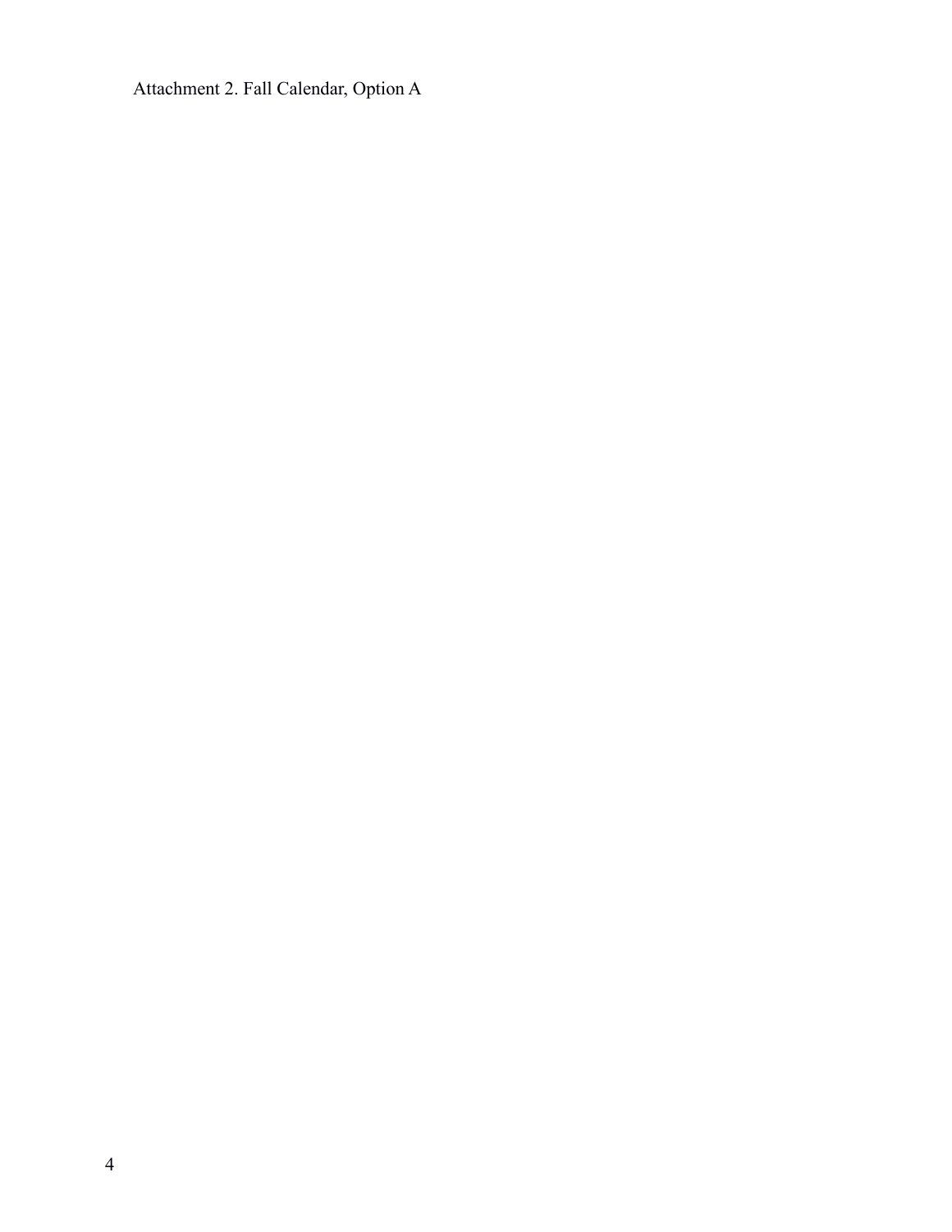Attachment 2. Fall Calendar, Option A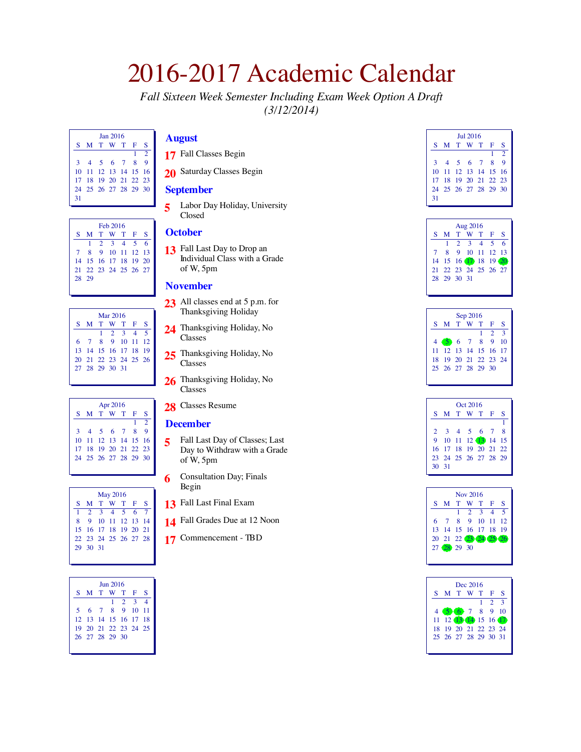# 2016-2017 Academic Calendar

*Fall Sixteen Week Semester Including Exam Week Option A Draft (3/12/2014)*

## August

**17** Fall Classes Begin

**20** Saturday Classes Begin

## September

**5** Labor Day Holiday, University Closed

## October

**13** Fall Last Day to Drop an Individual Class with a Grade of W, 5pm

## November

**23** All classes end at 5 p.m. for Thanksgiving Holiday

**24** Thanksgiving Holiday, No Classes

**25** Thanksgiving Holiday, No Classes

**26** Thanksgiving Holiday, No Classes

**28** Classes Resume

## December

**5** Fall Last Day of Classes; Last Day to Withdraw with a Grade of W, 5pm

**6** Consultation Day; Finals Begin

**13** Fall Last Final Exam

**14** Fall Grades Due at 12 Noon

**17** Commencement - TBD

Jan 2016

| S | M | T | W | T | F | S |
|---|---|---|---|---|---|---|
| | | | | | 1 | 2 |
| 3 | 4 | 5 | 6 | 7 | 8 | 9 |
| 10 | 11 | 12 | 13 | 14 | 15 | 16 |
| 17 | 18 | 19 | 20 | 21 | 22 | 23 |
| 24 | 25 | 26 | 27 | 28 | 29 | 30 |
| 31 | | | | | | |

Feb 2016

| S | M | T | W | T | F | S |
|---|---|---|---|---|---|---|
| | 1 | 2 | 3 | 4 | 5 | 6 |
| 7 | 8 | 9 | 10 | 11 | 12 | 13 |
| 14 | 15 | 16 | 17 | 18 | 19 | 20 |
| 21 | 22 | 23 | 24 | 25 | 26 | 27 |
| 28 | 29 | | | | | |

Mar 2016

| S | M | T | W | T | F | S |
|---|---|---|---|---|---|---|
| | | 1 | 2 | 3 | 4 | 5 |
| 6 | 7 | 8 | 9 | 10 | 11 | 12 |
| 13 | 14 | 15 | 16 | 17 | 18 | 19 |
| 20 | 21 | 22 | 23 | 24 | 25 | 26 |
| 27 | 28 | 29 | 30 | 31 | | |

Apr 2016

| S | M | T | W | T | F | S |
|---|---|---|---|---|---|---|
| | | | | | 1 | 2 |
| 3 | 4 | 5 | 6 | 7 | 8 | 9 |
| 10 | 11 | 12 | 13 | 14 | 15 | 16 |
| 17 | 18 | 19 | 20 | 21 | 22 | 23 |
| 24 | 25 | 26 | 27 | 28 | 29 | 30 |

May 2016

| S | M | T | W | T | F | S |
|---|---|---|---|---|---|---|
| 1 | 2 | 3 | 4 | 5 | 6 | 7 |
| 8 | 9 | 10 | 11 | 12 | 13 | 14 |
| 15 | 16 | 17 | 18 | 19 | 20 | 21 |
| 22 | 23 | 24 | 25 | 26 | 27 | 28 |
| 29 | 30 | 31 | | | | |

Jun 2016

| S | M | T | W | T | F | S |
|---|---|---|---|---|---|---|
| | | | 1 | 2 | 3 | 4 |
| 5 | 6 | 7 | 8 | 9 | 10 | 11 |
| 12 | 13 | 14 | 15 | 16 | 17 | 18 |
| 19 | 20 | 21 | 22 | 23 | 24 | 25 |
| 26 | 27 | 28 | 29 | 30 | | |

Jul 2016

| S | M | T | W | T | F | S |
|---|---|---|---|---|---|---|
| | | | | | 1 | 2 |
| 3 | 4 | 5 | 6 | 7 | 8 | 9 |
| 10 | 11 | 12 | 13 | 14 | 15 | 16 |
| 17 | 18 | 19 | 20 | 21 | 22 | 23 |
| 24 | 25 | 26 | 27 | 28 | 29 | 30 |
| 31 | | | | | | |

Aug 2016

| S | M | T | W | T | F | S |
|---|---|---|---|---|---|---|
| | 1 | 2 | 3 | 4 | 5 | 6 |
| 7 | 8 | 9 | 10 | 11 | 12 | 13 |
| 14 | 15 | 16 | 17 | 18 | 19 | 20 |
| 21 | 22 | 23 | 24 | 25 | 26 | 27 |
| 28 | 29 | 30 | 31 | | | |

Sep 2016

| S | M | T | W | T | F | S |
|---|---|---|---|---|---|---|
| | | | | 1 | 2 | 3 |
| 4 | 5 | 6 | 7 | 8 | 9 | 10 |
| 11 | 12 | 13 | 14 | 15 | 16 | 17 |
| 18 | 19 | 20 | 21 | 22 | 23 | 24 |
| 25 | 26 | 27 | 28 | 29 | 30 | |

Oct 2016

| S | M | T | W | T | F | S |
|---|---|---|---|---|---|---|
| | | | | | | 1 |
| 2 | 3 | 4 | 5 | 6 | 7 | 8 |
| 9 | 10 | 11 | 12 | 13 | 14 | 15 |
| 16 | 17 | 18 | 19 | 20 | 21 | 22 |
| 23 | 24 | 25 | 26 | 27 | 28 | 29 |
| 30 | 31 | | | | | |

Nov 2016

| S | M | T | W | T | F | S |
|---|---|---|---|---|---|---|
| | | 1 | 2 | 3 | 4 | 5 |
| 6 | 7 | 8 | 9 | 10 | 11 | 12 |
| 13 | 14 | 15 | 16 | 17 | 18 | 19 |
| 20 | 21 | 22 | 23 | 24 | 25 | 26 |
| 27 | 28 | 29 | 30 | | | |

Dec 2016

| S | M | T | W | T | F | S |
|---|---|---|---|---|---|---|
| | | | | 1 | 2 | 3 |
| 4 | 5 | 6 | 7 | 8 | 9 | 10 |
| 11 | 12 | 13 | 14 | 15 | 16 | 17 |
| 18 | 19 | 20 | 21 | 22 | 23 | 24 |
| 25 | 26 | 27 | 28 | 29 | 30 | 31 |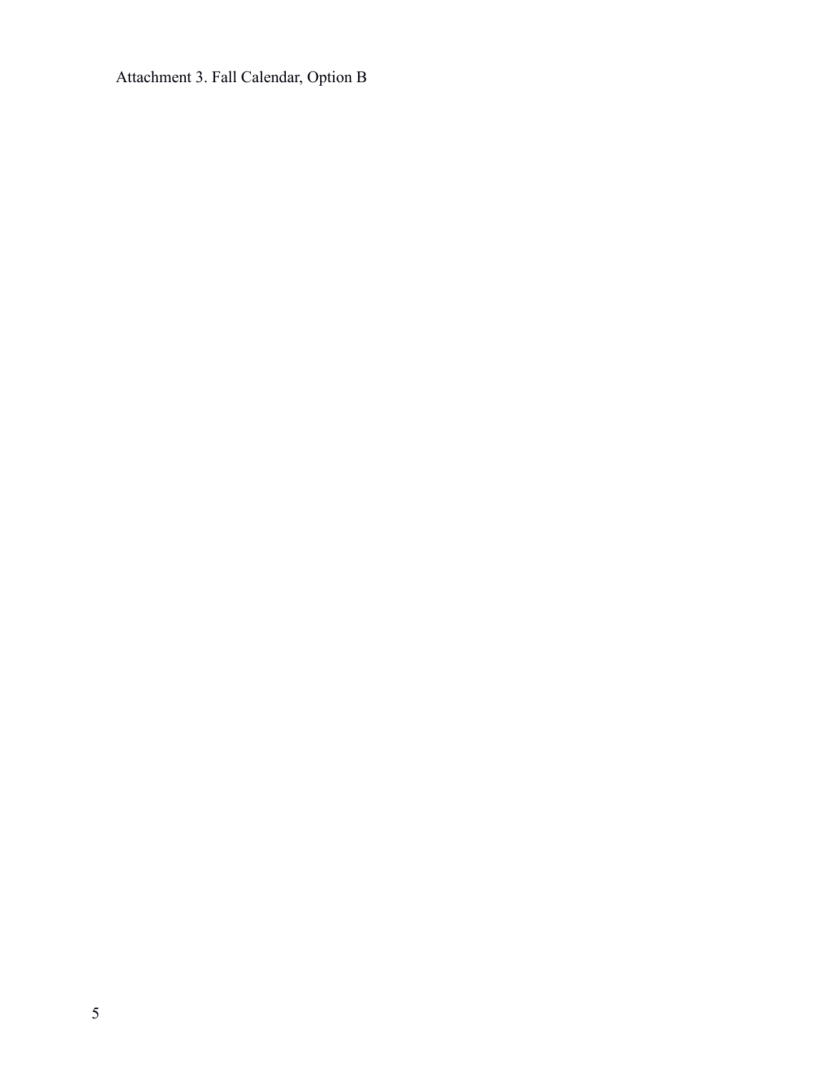Attachment 3. Fall Calendar, Option B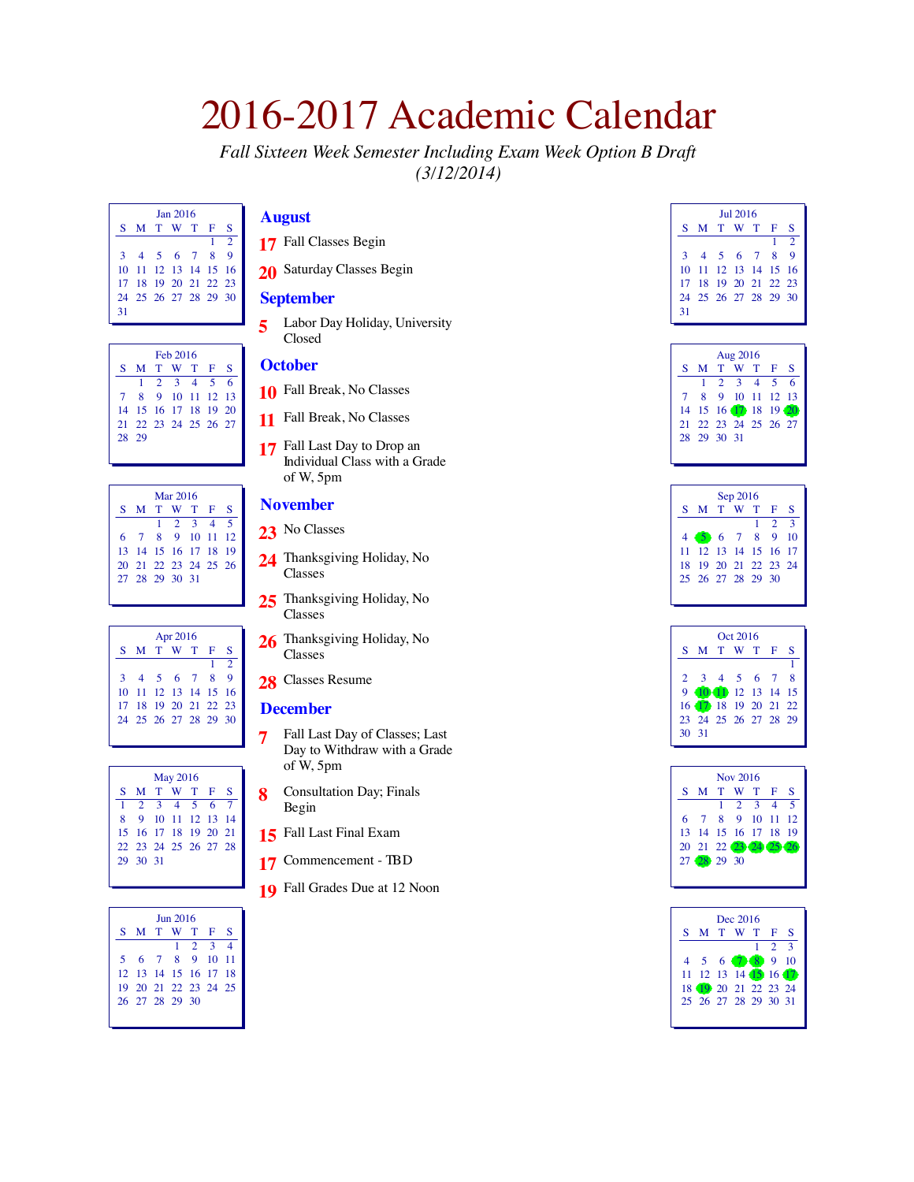# 2016-2017 Academic Calendar

*Fall Sixteen Week Semester Including Exam Week Option B Draft (3/12/2014)*

| Jan 2016 | | | | | | |
|---|---|---|---|---|---|---|
| S | M | T | W | T | F | S |
| | | | | | 1 | 2 |
| 3 | 4 | 5 | 6 | 7 | 8 | 9 |
| 10 | 11 | 12 | 13 | 14 | 15 | 16 |
| 17 | 18 | 19 | 20 | 21 | 22 | 23 |
| 24 | 25 | 26 | 27 | 28 | 29 | 30 |
| 31 | | | | | | |

| Feb 2016 | | | | | | |
|---|---|---|---|---|---|---|
| S | M | T | W | T | F | S |
| | 1 | 2 | 3 | 4 | 5 | 6 |
| 7 | 8 | 9 | 10 | 11 | 12 | 13 |
| 14 | 15 | 16 | 17 | 18 | 19 | 20 |
| 21 | 22 | 23 | 24 | 25 | 26 | 27 |
| 28 | 29 | | | | | |

| Mar 2016 | | | | | | |
|---|---|---|---|---|---|---|
| S | M | T | W | T | F | S |
| | | 1 | 2 | 3 | 4 | 5 |
| 6 | 7 | 8 | 9 | 10 | 11 | 12 |
| 13 | 14 | 15 | 16 | 17 | 18 | 19 |
| 20 | 21 | 22 | 23 | 24 | 25 | 26 |
| 27 | 28 | 29 | 30 | 31 | | |

| Apr 2016 | | | | | | |
|---|---|---|---|---|---|---|
| S | M | T | W | T | F | S |
| | | | | | 1 | 2 |
| 3 | 4 | 5 | 6 | 7 | 8 | 9 |
| 10 | 11 | 12 | 13 | 14 | 15 | 16 |
| 17 | 18 | 19 | 20 | 21 | 22 | 23 |
| 24 | 25 | 26 | 27 | 28 | 29 | 30 |

| May 2016 | | | | | | |
|---|---|---|---|---|---|---|
| S | M | T | W | T | F | S |
| 1 | 2 | 3 | 4 | 5 | 6 | 7 |
| 8 | 9 | 10 | 11 | 12 | 13 | 14 |
| 15 | 16 | 17 | 18 | 19 | 20 | 21 |
| 22 | 23 | 24 | 25 | 26 | 27 | 28 |
| 29 | 30 | 31 | | | | |

| Jun 2016 | | | | | | |
|---|---|---|---|---|---|---|
| S | M | T | W | T | F | S |
| | | | 1 | 2 | 3 | 4 |
| 5 | 6 | 7 | 8 | 9 | 10 | 11 |
| 12 | 13 | 14 | 15 | 16 | 17 | 18 |
| 19 | 20 | 21 | 22 | 23 | 24 | 25 |
| 26 | 27 | 28 | 29 | 30 | | |

## August

**17** Fall Classes Begin

**20** Saturday Classes Begin

## September

**5** Labor Day Holiday, University Closed

## October

**10** Fall Break, No Classes

**11** Fall Break, No Classes

**17** Fall Last Day to Drop an Individual Class with a Grade of W, 5pm

## November

**23** No Classes

**24** Thanksgiving Holiday, No Classes

**25** Thanksgiving Holiday, No Classes

**26** Thanksgiving Holiday, No Classes

**28** Classes Resume

## December

**7** Fall Last Day of Classes; Last Day to Withdraw with a Grade of W, 5pm

**8** Consultation Day; Finals Begin

**15** Fall Last Final Exam

**17** Commencement - TBD

**19** Fall Grades Due at 12 Noon

| Jul 2016 | | | | | | |
|---|---|---|---|---|---|---|
| S | M | T | W | T | F | S |
| | | | | | 1 | 2 |
| 3 | 4 | 5 | 6 | 7 | 8 | 9 |
| 10 | 11 | 12 | 13 | 14 | 15 | 16 |
| 17 | 18 | 19 | 20 | 21 | 22 | 23 |
| 24 | 25 | 26 | 27 | 28 | 29 | 30 |
| 31 | | | | | | |

| Aug 2016 | | | | | | |
|---|---|---|---|---|---|---|
| S | M | T | W | T | F | S |
| | 1 | 2 | 3 | 4 | 5 | 6 |
| 7 | 8 | 9 | 10 | 11 | 12 | 13 |
| 14 | 15 | 16 | 17 | 18 | 19 | 20 |
| 21 | 22 | 23 | 24 | 25 | 26 | 27 |
| 28 | 29 | 30 | 31 | | | |

| Sep 2016 | | | | | | |
|---|---|---|---|---|---|---|
| S | M | T | W | T | F | S |
| | | | | 1 | 2 | 3 |
| 4 | 5 | 6 | 7 | 8 | 9 | 10 |
| 11 | 12 | 13 | 14 | 15 | 16 | 17 |
| 18 | 19 | 20 | 21 | 22 | 23 | 24 |
| 25 | 26 | 27 | 28 | 29 | 30 | |

| Oct 2016 | | | | | | |
|---|---|---|---|---|---|---|
| S | M | T | W | T | F | S |
| | | | | | | 1 |
| 2 | 3 | 4 | 5 | 6 | 7 | 8 |
| 9 | 10 | 11 | 12 | 13 | 14 | 15 |
| 16 | 17 | 18 | 19 | 20 | 21 | 22 |
| 23 | 24 | 25 | 26 | 27 | 28 | 29 |
| 30 | 31 | | | | | |

| Nov 2016 | | | | | | |
|---|---|---|---|---|---|---|
| S | M | T | W | T | F | S |
| | | 1 | 2 | 3 | 4 | 5 |
| 6 | 7 | 8 | 9 | 10 | 11 | 12 |
| 13 | 14 | 15 | 16 | 17 | 18 | 19 |
| 20 | 21 | 22 | 23 | 24 | 25 | 26 |
| 27 | 28 | 29 | 30 | | | |

| Dec 2016 | | | | | | |
|---|---|---|---|---|---|---|
| S | M | T | W | T | F | S |
| | | | | 1 | 2 | 3 |
| 4 | 5 | 6 | 7 | 8 | 9 | 10 |
| 11 | 12 | 13 | 14 | 15 | 16 | 17 |
| 18 | 19 | 20 | 21 | 22 | 23 | 24 |
| 25 | 26 | 27 | 28 | 29 | 30 | 31 |